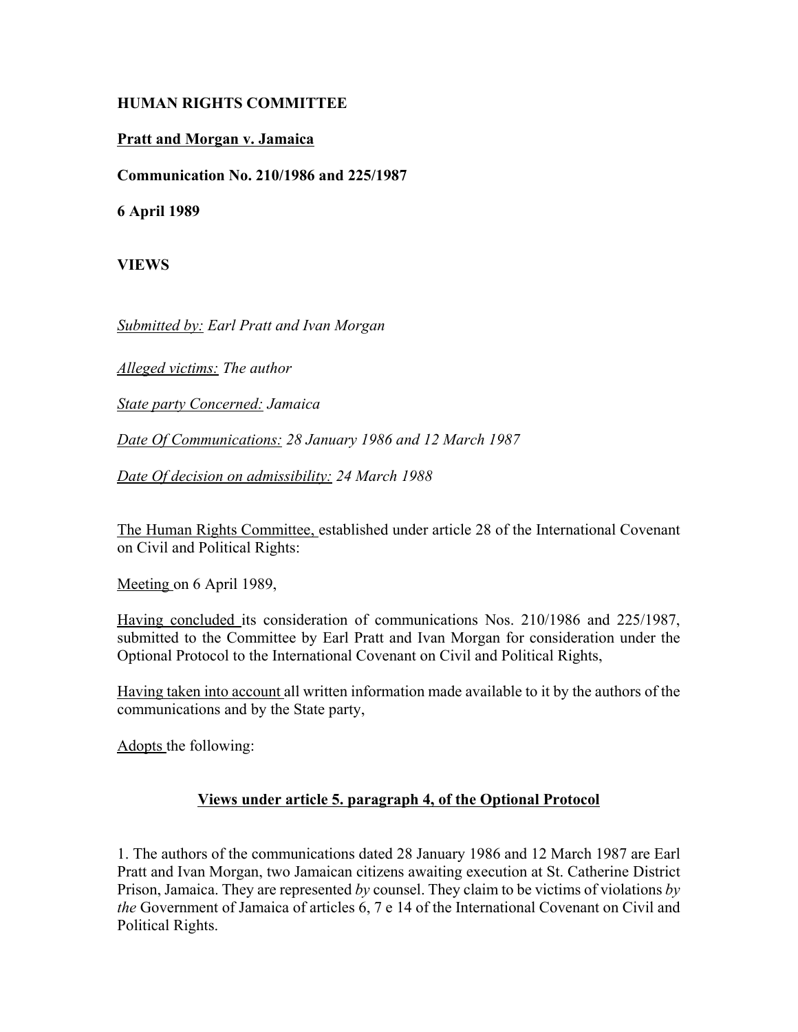**HUMAN RIGHTS COMMITTEE**

**Pratt and Morgan v. Jamaica**

**Communication No. 210/1986 and 225/1987**

**6 April 1989**

**VIEWS**

*Submitted by: Earl Pratt and Ivan Morgan*

*Alleged victims: The author*

*State party Concerned: Jamaica*

*Date Of Communications: 28 January 1986 and 12 March 1987*

*Date Of decision on admissibility: 24 March 1988*

The Human Rights Committee, established under article 28 of the International Covenant on Civil and Political Rights:

Meeting on 6 April 1989,

Having concluded its consideration of communications Nos. 210/1986 and 225/1987, submitted to the Committee by Earl Pratt and Ivan Morgan for consideration under the Optional Protocol to the International Covenant on Civil and Political Rights,

Having taken into account all written information made available to it by the authors of the communications and by the State party,

Adopts the following:

**Views under article 5. paragraph 4, of the Optional Protocol**

1. The authors of the communications dated 28 January 1986 and 12 March 1987 are Earl Pratt and Ivan Morgan, two Jamaican citizens awaiting execution at St. Catherine District Prison, Jamaica. They are represented *by* counsel. They claim to be victims of violations *by the* Government of Jamaica of articles 6, 7 e 14 of the International Covenant on Civil and Political Rights.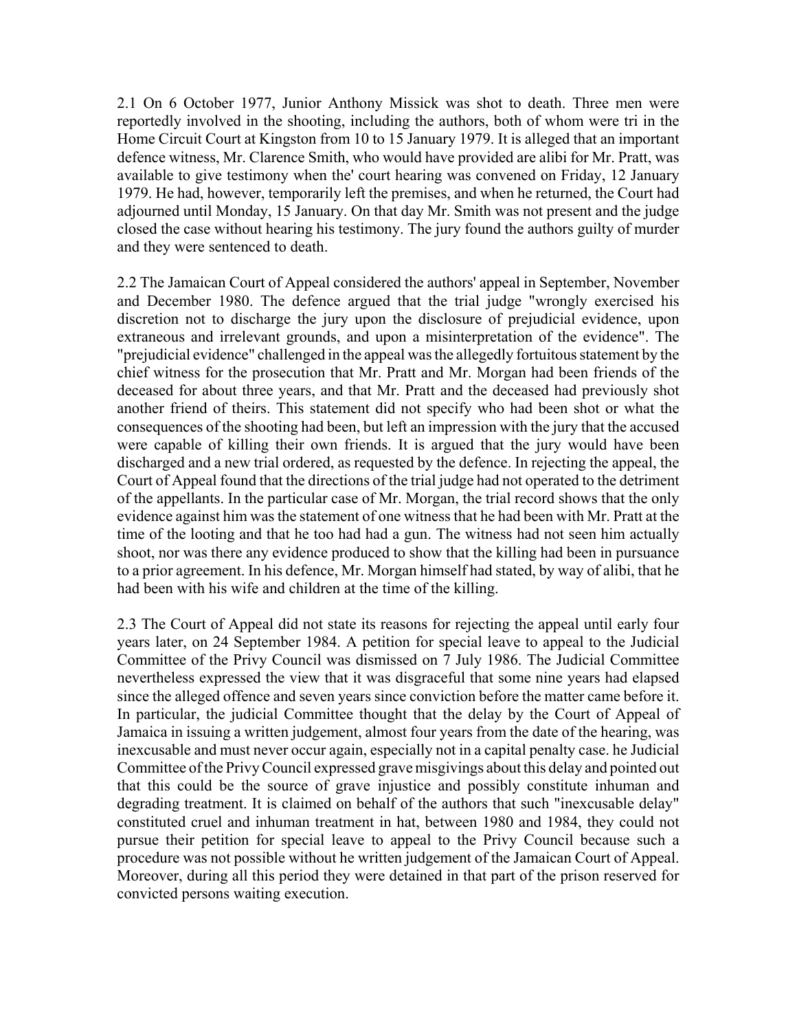2.1 On 6 October 1977, Junior Anthony Missick was shot to death. Three men were reportedly involved in the shooting, including the authors, both of whom were tri in the Home Circuit Court at Kingston from 10 to 15 January 1979. It is alleged that an important defence witness, Mr. Clarence Smith, who would have provided are alibi for Mr. Pratt, was available to give testimony when the' court hearing was convened on Friday, 12 January 1979. He had, however, temporarily left the premises, and when he returned, the Court had adjourned until Monday, 15 January. On that day Mr. Smith was not present and the judge closed the case without hearing his testimony. The jury found the authors guilty of murder and they were sentenced to death.

2.2 The Jamaican Court of Appeal considered the authors' appeal in September, November and December 1980. The defence argued that the trial judge "wrongly exercised his discretion not to discharge the jury upon the disclosure of prejudicial evidence, upon extraneous and irrelevant grounds, and upon a misinterpretation of the evidence". The "prejudicial evidence" challenged in the appeal was the allegedly fortuitous statement by the chief witness for the prosecution that Mr. Pratt and Mr. Morgan had been friends of the deceased for about three years, and that Mr. Pratt and the deceased had previously shot another friend of theirs. This statement did not specify who had been shot or what the consequences of the shooting had been, but left an impression with the jury that the accused were capable of killing their own friends. It is argued that the jury would have been discharged and a new trial ordered, as requested by the defence. In rejecting the appeal, the Court of Appeal found that the directions of the trial judge had not operated to the detriment of the appellants. In the particular case of Mr. Morgan, the trial record shows that the only evidence against him was the statement of one witness that he had been with Mr. Pratt at the time of the looting and that he too had had a gun. The witness had not seen him actually shoot, nor was there any evidence produced to show that the killing had been in pursuance to a prior agreement. In his defence, Mr. Morgan himself had stated, by way of alibi, that he had been with his wife and children at the time of the killing.

2.3 The Court of Appeal did not state its reasons for rejecting the appeal until early four years later, on 24 September 1984. A petition for special leave to appeal to the Judicial Committee of the Privy Council was dismissed on 7 July 1986. The Judicial Committee nevertheless expressed the view that it was disgraceful that some nine years had elapsed since the alleged offence and seven years since conviction before the matter came before it. In particular, the judicial Committee thought that the delay by the Court of Appeal of Jamaica in issuing a written judgement, almost four years from the date of the hearing, was inexcusable and must never occur again, especially not in a capital penalty case. he Judicial Committee of the Privy Council expressed grave misgivings about this delay and pointed out that this could be the source of grave injustice and possibly constitute inhuman and degrading treatment. It is claimed on behalf of the authors that such "inexcusable delay" constituted cruel and inhuman treatment in hat, between 1980 and 1984, they could not pursue their petition for special leave to appeal to the Privy Council because such a procedure was not possible without he written judgement of the Jamaican Court of Appeal. Moreover, during all this period they were detained in that part of the prison reserved for convicted persons waiting execution.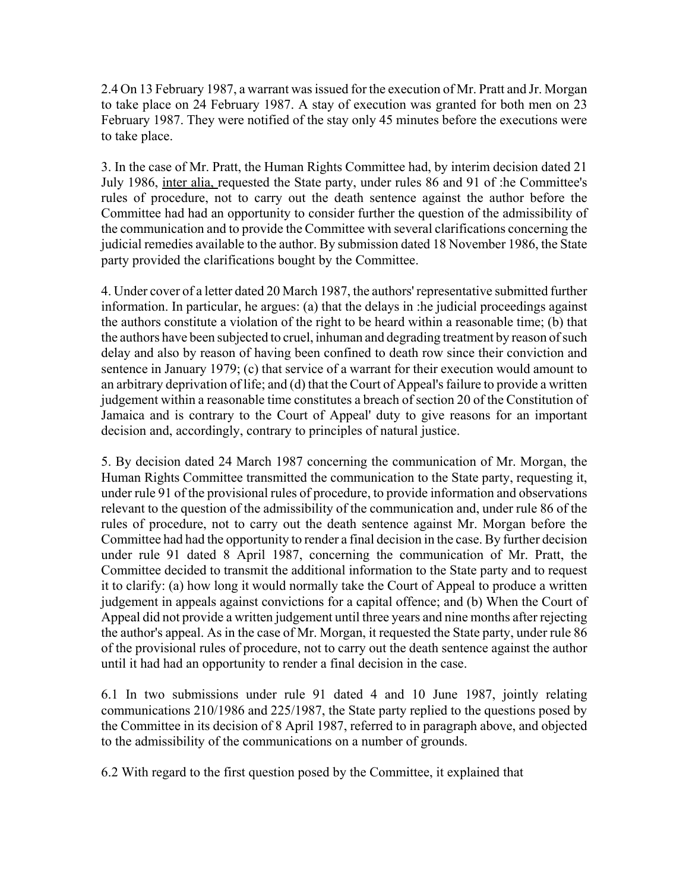2.4 On 13 February 1987, a warrant was issued for the execution of Mr. Pratt and Jr. Morgan to take place on 24 February 1987. A stay of execution was granted for both men on 23 February 1987. They were notified of the stay only 45 minutes before the executions were to take place.

3. In the case of Mr. Pratt, the Human Rights Committee had, by interim decision dated 21 July 1986, inter alia, requested the State party, under rules 86 and 91 of :he Committee's rules of procedure, not to carry out the death sentence against the author before the Committee had had an opportunity to consider further the question of the admissibility of the communication and to provide the Committee with several clarifications concerning the judicial remedies available to the author. By submission dated 18 November 1986, the State party provided the clarifications bought by the Committee.

4. Under cover of a letter dated 20 March 1987, the authors' representative submitted further information. In particular, he argues: (a) that the delays in :he judicial proceedings against the authors constitute a violation of the right to be heard within a reasonable time; (b) that the authors have been subjected to cruel, inhuman and degrading treatment by reason of such delay and also by reason of having been confined to death row since their conviction and sentence in January 1979; (c) that service of a warrant for their execution would amount to an arbitrary deprivation of life; and (d) that the Court of Appeal's failure to provide a written judgement within a reasonable time constitutes a breach of section 20 of the Constitution of Jamaica and is contrary to the Court of Appeal' duty to give reasons for an important decision and, accordingly, contrary to principles of natural justice.

5. By decision dated 24 March 1987 concerning the communication of Mr. Morgan, the Human Rights Committee transmitted the communication to the State party, requesting it, under rule 91 of the provisional rules of procedure, to provide information and observations relevant to the question of the admissibility of the communication and, under rule 86 of the rules of procedure, not to carry out the death sentence against Mr. Morgan before the Committee had had the opportunity to render a final decision in the case. By further decision under rule 91 dated 8 April 1987, concerning the communication of Mr. Pratt, the Committee decided to transmit the additional information to the State party and to request it to clarify: (a) how long it would normally take the Court of Appeal to produce a written judgement in appeals against convictions for a capital offence; and (b) When the Court of Appeal did not provide a written judgement until three years and nine months after rejecting the author's appeal. As in the case of Mr. Morgan, it requested the State party, under rule 86 of the provisional rules of procedure, not to carry out the death sentence against the author until it had had an opportunity to render a final decision in the case.

6.1 In two submissions under rule 91 dated 4 and 10 June 1987, jointly relating communications 210/1986 and 225/1987, the State party replied to the questions posed by the Committee in its decision of 8 April 1987, referred to in paragraph above, and objected to the admissibility of the communications on a number of grounds.

6.2 With regard to the first question posed by the Committee, it explained that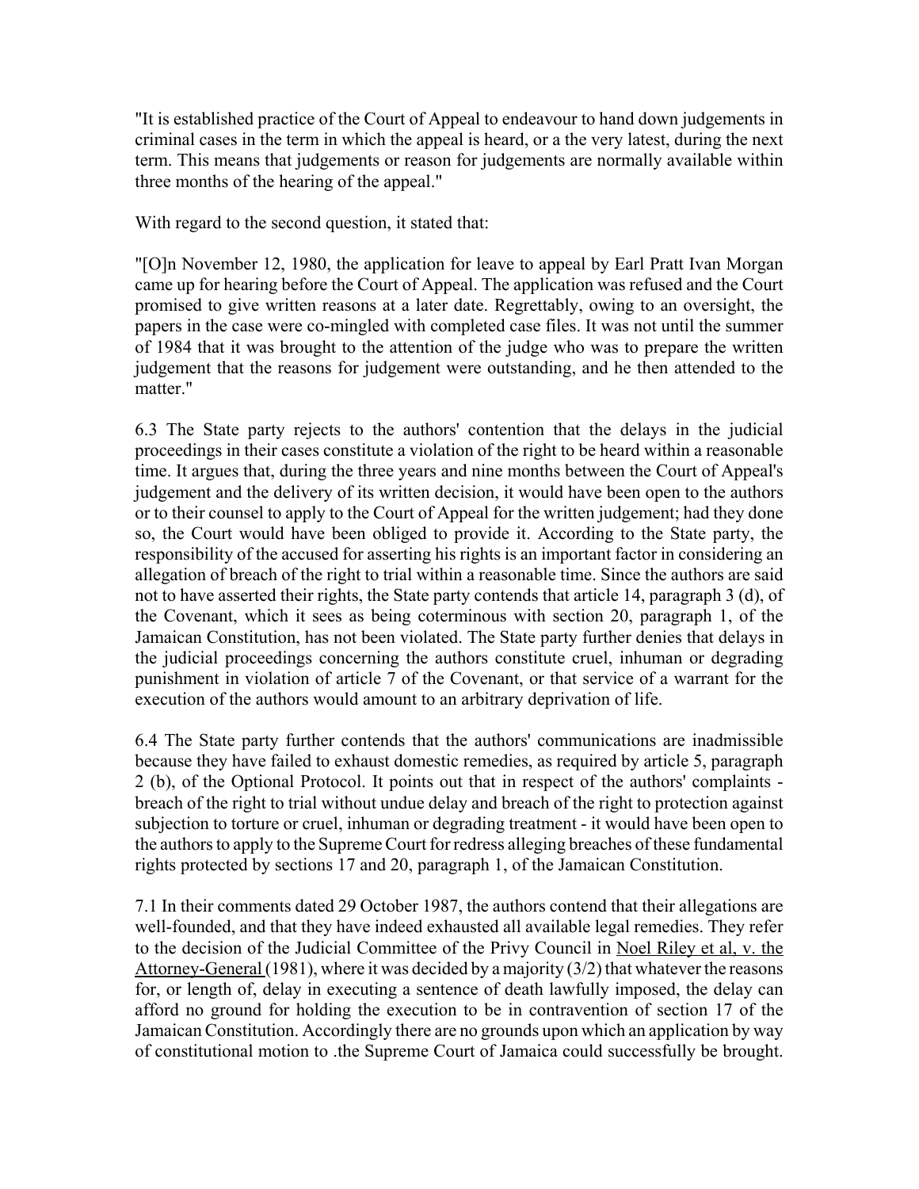"It is established practice of the Court of Appeal to endeavour to hand down judgements in criminal cases in the term in which the appeal is heard, or a the very latest, during the next term. This means that judgements or reason for judgements are normally available within three months of the hearing of the appeal."

With regard to the second question, it stated that:

"[O]n November 12, 1980, the application for leave to appeal by Earl Pratt Ivan Morgan came up for hearing before the Court of Appeal. The application was refused and the Court promised to give written reasons at a later date. Regrettably, owing to an oversight, the papers in the case were co-mingled with completed case files. It was not until the summer of 1984 that it was brought to the attention of the judge who was to prepare the written judgement that the reasons for judgement were outstanding, and he then attended to the matter."

6.3 The State party rejects to the authors' contention that the delays in the judicial proceedings in their cases constitute a violation of the right to be heard within a reasonable time. It argues that, during the three years and nine months between the Court of Appeal's judgement and the delivery of its written decision, it would have been open to the authors or to their counsel to apply to the Court of Appeal for the written judgement; had they done so, the Court would have been obliged to provide it. According to the State party, the responsibility of the accused for asserting his rights is an important factor in considering an allegation of breach of the right to trial within a reasonable time. Since the authors are said not to have asserted their rights, the State party contends that article 14, paragraph 3 (d), of the Covenant, which it sees as being coterminous with section 20, paragraph 1, of the Jamaican Constitution, has not been violated. The State party further denies that delays in the judicial proceedings concerning the authors constitute cruel, inhuman or degrading punishment in violation of article 7 of the Covenant, or that service of a warrant for the execution of the authors would amount to an arbitrary deprivation of life.

6.4 The State party further contends that the authors' communications are inadmissible because they have failed to exhaust domestic remedies, as required by article 5, paragraph 2 (b), of the Optional Protocol. It points out that in respect of the authors' complaints - breach of the right to trial without undue delay and breach of the right to protection against subjection to torture or cruel, inhuman or degrading treatment - it would have been open to the authors to apply to the Supreme Court for redress alleging breaches of these fundamental rights protected by sections 17 and 20, paragraph 1, of the Jamaican Constitution.

7.1 In their comments dated 29 October 1987, the authors contend that their allegations are well-founded, and that they have indeed exhausted all available legal remedies. They refer to the decision of the Judicial Committee of the Privy Council in Noel Riley et al, v. the Attorney-General (1981), where it was decided by a majority (3/2) that whatever the reasons for, or length of, delay in executing a sentence of death lawfully imposed, the delay can afford no ground for holding the execution to be in contravention of section 17 of the Jamaican Constitution. Accordingly there are no grounds upon which an application by way of constitutional motion to .the Supreme Court of Jamaica could successfully be brought.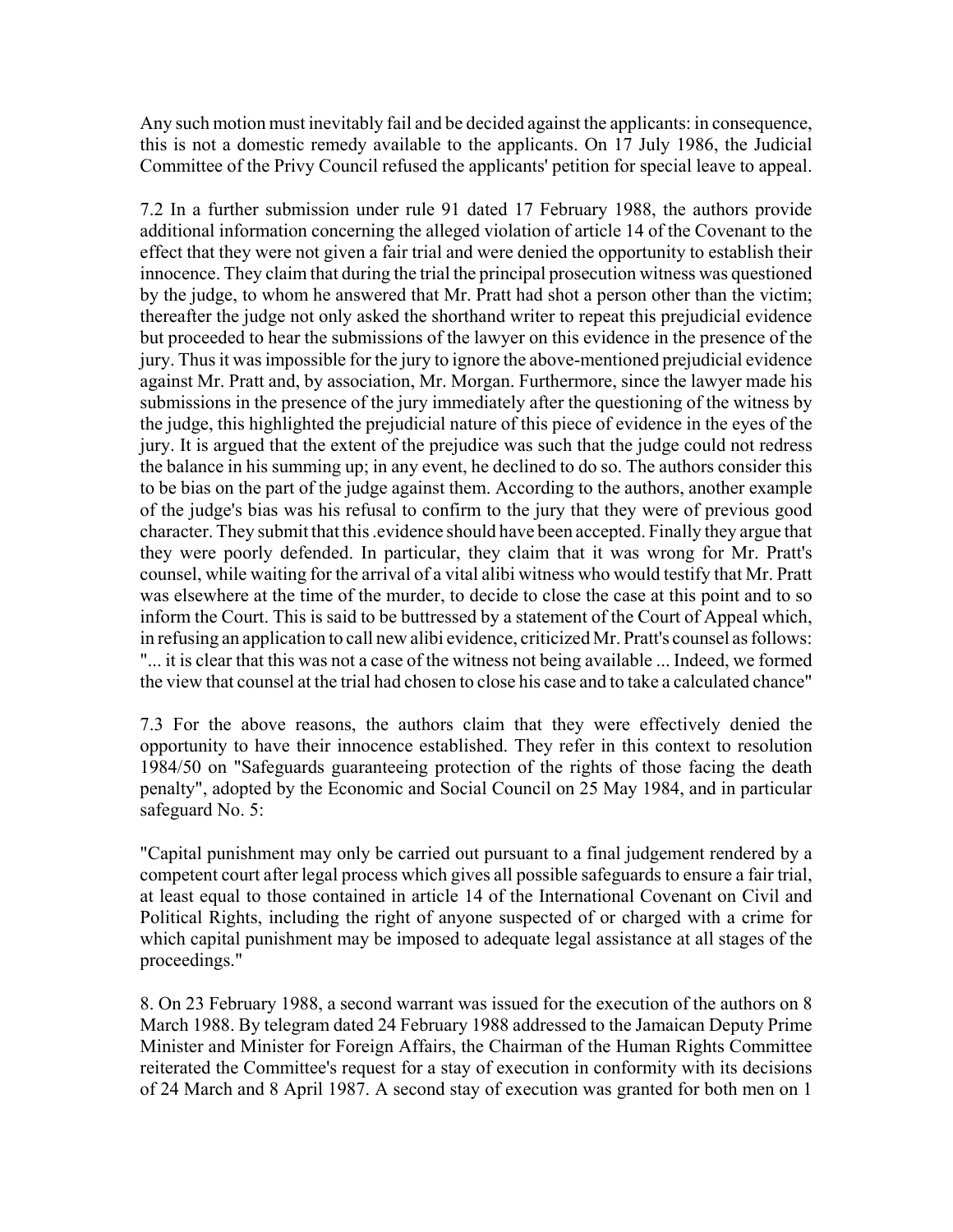Any such motion must inevitably fail and be decided against the applicants: in consequence, this is not a domestic remedy available to the applicants. On 17 July 1986, the Judicial Committee of the Privy Council refused the applicants' petition for special leave to appeal.

7.2 In a further submission under rule 91 dated 17 February 1988, the authors provide additional information concerning the alleged violation of article 14 of the Covenant to the effect that they were not given a fair trial and were denied the opportunity to establish their innocence. They claim that during the trial the principal prosecution witness was questioned by the judge, to whom he answered that Mr. Pratt had shot a person other than the victim; thereafter the judge not only asked the shorthand writer to repeat this prejudicial evidence but proceeded to hear the submissions of the lawyer on this evidence in the presence of the jury. Thus it was impossible for the jury to ignore the above-mentioned prejudicial evidence against Mr. Pratt and, by association, Mr. Morgan. Furthermore, since the lawyer made his submissions in the presence of the jury immediately after the questioning of the witness by the judge, this highlighted the prejudicial nature of this piece of evidence in the eyes of the jury. It is argued that the extent of the prejudice was such that the judge could not redress the balance in his summing up; in any event, he declined to do so. The authors consider this to be bias on the part of the judge against them. According to the authors, another example of the judge's bias was his refusal to confirm to the jury that they were of previous good character. They submit that this .evidence should have been accepted. Finally they argue that they were poorly defended. In particular, they claim that it was wrong for Mr. Pratt's counsel, while waiting for the arrival of a vital alibi witness who would testify that Mr. Pratt was elsewhere at the time of the murder, to decide to close the case at this point and to so inform the Court. This is said to be buttressed by a statement of the Court of Appeal which, in refusing an application to call new alibi evidence, criticized Mr. Pratt's counsel as follows: "... it is clear that this was not a case of the witness not being available ... Indeed, we formed the view that counsel at the trial had chosen to close his case and to take a calculated chance"

7.3 For the above reasons, the authors claim that they were effectively denied the opportunity to have their innocence established. They refer in this context to resolution 1984/50 on "Safeguards guaranteeing protection of the rights of those facing the death penalty", adopted by the Economic and Social Council on 25 May 1984, and in particular safeguard No. 5:

"Capital punishment may only be carried out pursuant to a final judgement rendered by a competent court after legal process which gives all possible safeguards to ensure a fair trial, at least equal to those contained in article 14 of the International Covenant on Civil and Political Rights, including the right of anyone suspected of or charged with a crime for which capital punishment may be imposed to adequate legal assistance at all stages of the proceedings."

8. On 23 February 1988, a second warrant was issued for the execution of the authors on 8 March 1988. By telegram dated 24 February 1988 addressed to the Jamaican Deputy Prime Minister and Minister for Foreign Affairs, the Chairman of the Human Rights Committee reiterated the Committee's request for a stay of execution in conformity with its decisions of 24 March and 8 April 1987. A second stay of execution was granted for both men on 1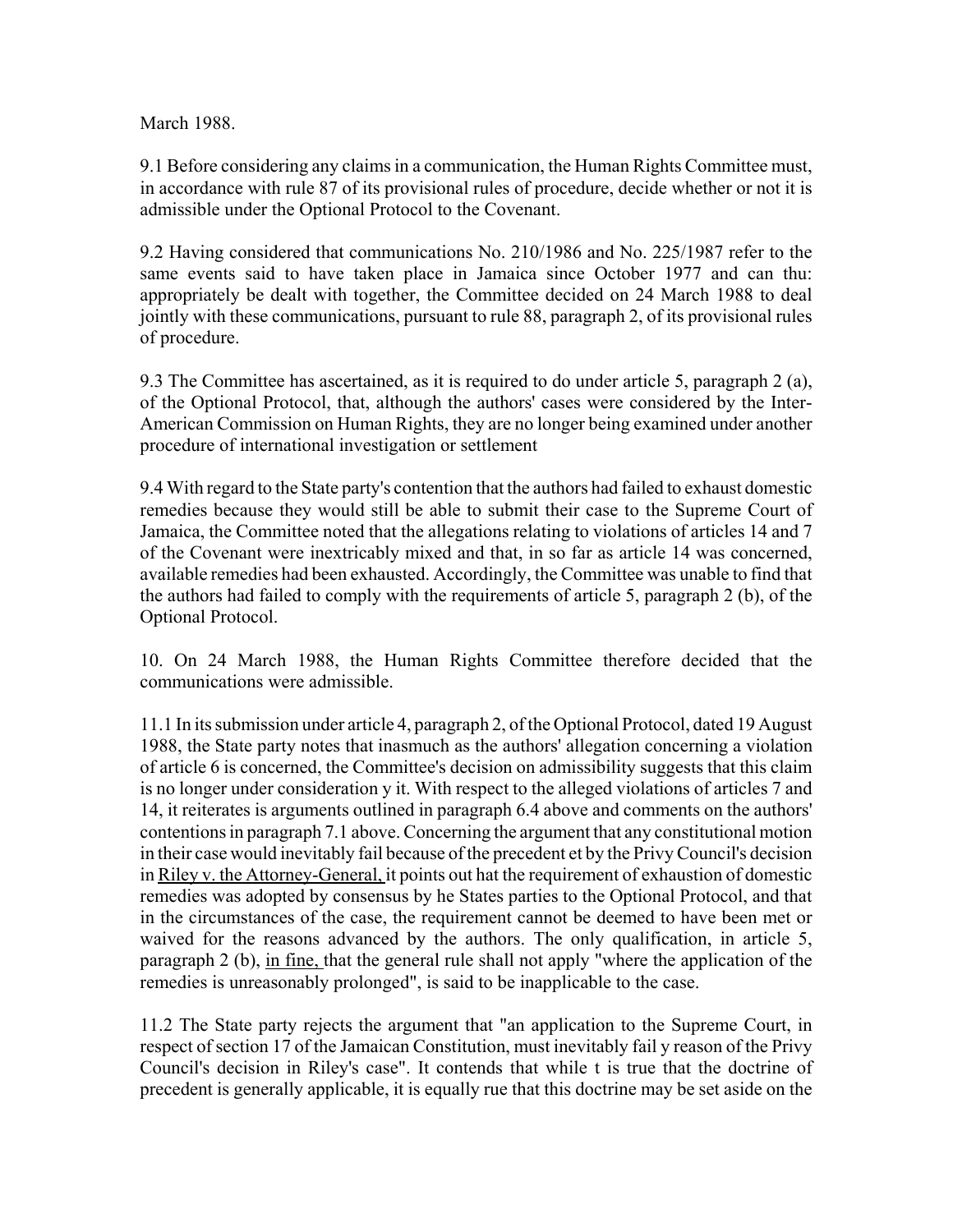March 1988.

9.1 Before considering any claims in a communication, the Human Rights Committee must, in accordance with rule 87 of its provisional rules of procedure, decide whether or not it is admissible under the Optional Protocol to the Covenant.

9.2 Having considered that communications No. 210/1986 and No. 225/1987 refer to the same events said to have taken place in Jamaica since October 1977 and can thu: appropriately be dealt with together, the Committee decided on 24 March 1988 to deal jointly with these communications, pursuant to rule 88, paragraph 2, of its provisional rules of procedure.

9.3 The Committee has ascertained, as it is required to do under article 5, paragraph 2 (a), of the Optional Protocol, that, although the authors' cases were considered by the Inter-American Commission on Human Rights, they are no longer being examined under another procedure of international investigation or settlement

9.4 With regard to the State party's contention that the authors had failed to exhaust domestic remedies because they would still be able to submit their case to the Supreme Court of Jamaica, the Committee noted that the allegations relating to violations of articles 14 and 7 of the Covenant were inextricably mixed and that, in so far as article 14 was concerned, available remedies had been exhausted. Accordingly, the Committee was unable to find that the authors had failed to comply with the requirements of article 5, paragraph 2 (b), of the Optional Protocol.

10. On 24 March 1988, the Human Rights Committee therefore decided that the communications were admissible.

11.1 In its submission under article 4, paragraph 2, of the Optional Protocol, dated 19 August 1988, the State party notes that inasmuch as the authors' allegation concerning a violation of article 6 is concerned, the Committee's decision on admissibility suggests that this claim is no longer under consideration y it. With respect to the alleged violations of articles 7 and 14, it reiterates is arguments outlined in paragraph 6.4 above and comments on the authors' contentions in paragraph 7.1 above. Concerning the argument that any constitutional motion in their case would inevitably fail because of the precedent et by the Privy Council's decision in Riley v. the Attorney-General, it points out hat the requirement of exhaustion of domestic remedies was adopted by consensus by he States parties to the Optional Protocol, and that in the circumstances of the case, the requirement cannot be deemed to have been met or waived for the reasons advanced by the authors. The only qualification, in article 5, paragraph 2 (b), in fine, that the general rule shall not apply "where the application of the remedies is unreasonably prolonged", is said to be inapplicable to the case.

11.2 The State party rejects the argument that "an application to the Supreme Court, in respect of section 17 of the Jamaican Constitution, must inevitably fail y reason of the Privy Council's decision in Riley's case". It contends that while t is true that the doctrine of precedent is generally applicable, it is equally rue that this doctrine may be set aside on the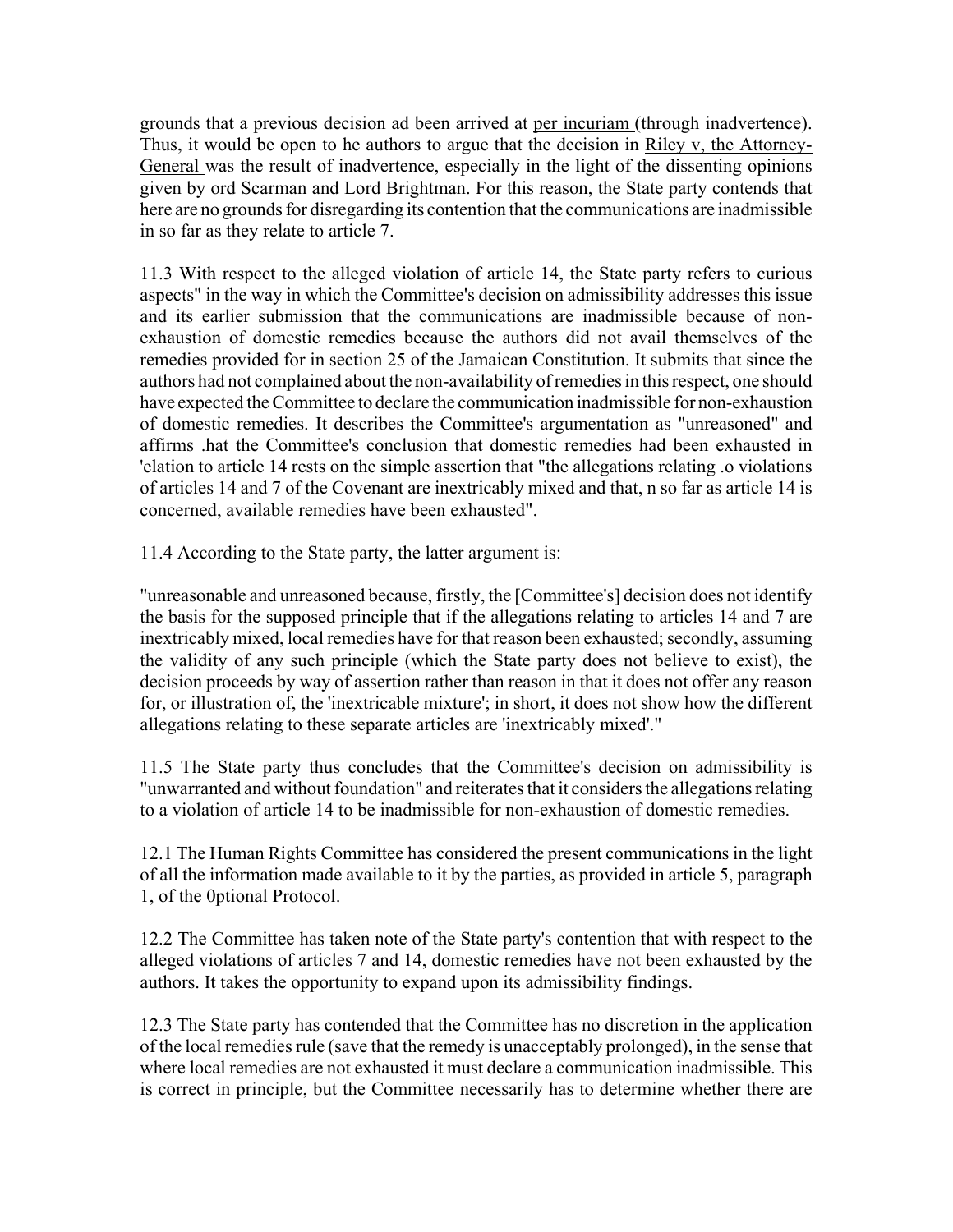grounds that a previous decision ad been arrived at per incuriam (through inadvertence). Thus, it would be open to he authors to argue that the decision in Riley v, the Attorney-General was the result of inadvertence, especially in the light of the dissenting opinions given by ord Scarman and Lord Brightman. For this reason, the State party contends that here are no grounds for disregarding its contention that the communications are inadmissible in so far as they relate to article 7.

11.3 With respect to the alleged violation of article 14, the State party refers to curious aspects" in the way in which the Committee's decision on admissibility addresses this issue and its earlier submission that the communications are inadmissible because of non-exhaustion of domestic remedies because the authors did not avail themselves of the remedies provided for in section 25 of the Jamaican Constitution. It submits that since the authors had not complained about the non-availability of remedies in this respect, one should have expected the Committee to declare the communication inadmissible for non-exhaustion of domestic remedies. It describes the Committee's argumentation as "unreasoned" and affirms .hat the Committee's conclusion that domestic remedies had been exhausted in 'elation to article 14 rests on the simple assertion that "the allegations relating .o violations of articles 14 and 7 of the Covenant are inextricably mixed and that, n so far as article 14 is concerned, available remedies have been exhausted".

11.4 According to the State party, the latter argument is:

"unreasonable and unreasoned because, firstly, the [Committee's] decision does not identify the basis for the supposed principle that if the allegations relating to articles 14 and 7 are inextricably mixed, local remedies have for that reason been exhausted; secondly, assuming the validity of any such principle (which the State party does not believe to exist), the decision proceeds by way of assertion rather than reason in that it does not offer any reason for, or illustration of, the 'inextricable mixture'; in short, it does not show how the different allegations relating to these separate articles are 'inextricably mixed'."

11.5 The State party thus concludes that the Committee's decision on admissibility is "unwarranted and without foundation" and reiterates that it considers the allegations relating to a violation of article 14 to be inadmissible for non-exhaustion of domestic remedies.

12.1 The Human Rights Committee has considered the present communications in the light of all the information made available to it by the parties, as provided in article 5, paragraph 1, of the 0ptional Protocol.

12.2 The Committee has taken note of the State party's contention that with respect to the alleged violations of articles 7 and 14, domestic remedies have not been exhausted by the authors. It takes the opportunity to expand upon its admissibility findings.

12.3 The State party has contended that the Committee has no discretion in the application of the local remedies rule (save that the remedy is unacceptably prolonged), in the sense that where local remedies are not exhausted it must declare a communication inadmissible. This is correct in principle, but the Committee necessarily has to determine whether there are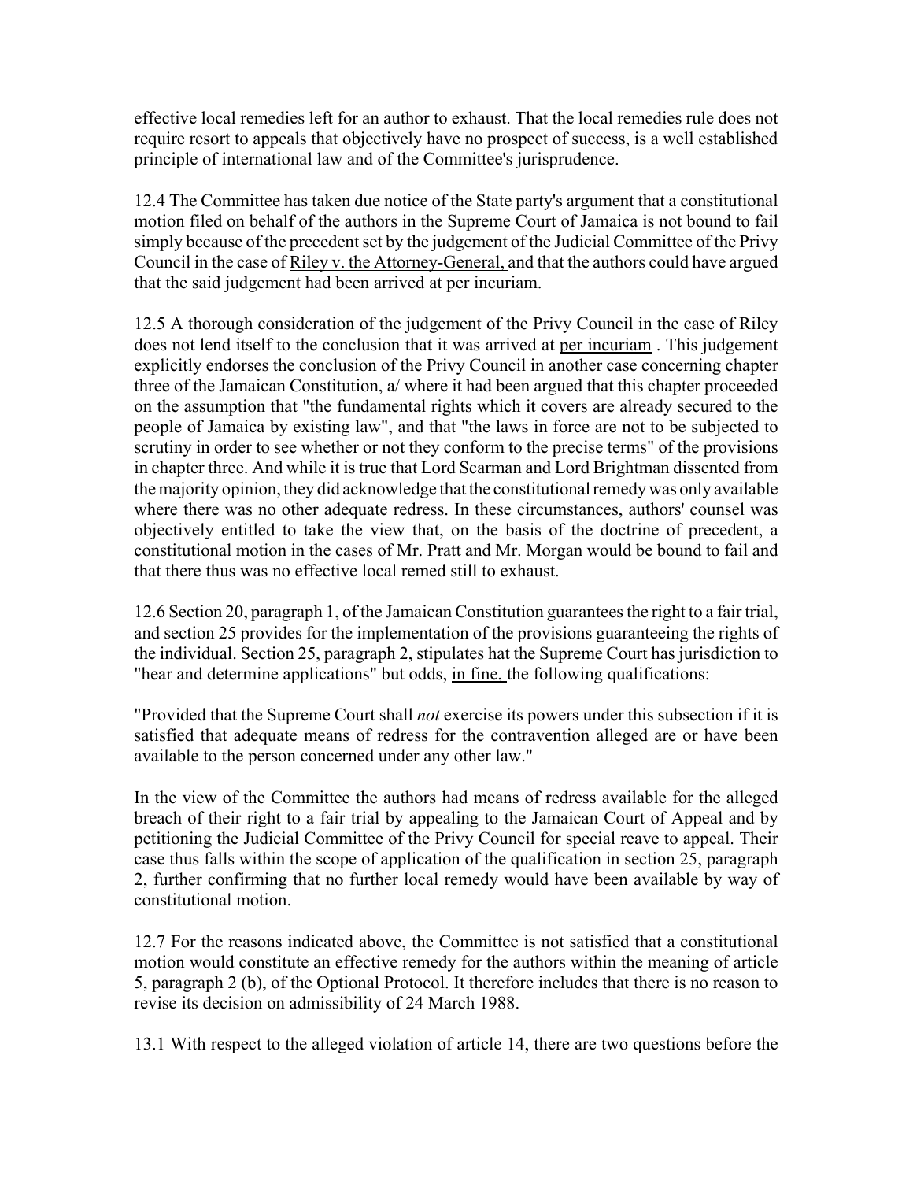effective local remedies left for an author to exhaust. That the local remedies rule does not require resort to appeals that objectively have no prospect of success, is a well established principle of international law and of the Committee's jurisprudence.

12.4 The Committee has taken due notice of the State party's argument that a constitutional motion filed on behalf of the authors in the Supreme Court of Jamaica is not bound to fail simply because of the precedent set by the judgement of the Judicial Committee of the Privy Council in the case of Riley v. the Attorney-General, and that the authors could have argued that the said judgement had been arrived at per incuriam.

12.5 A thorough consideration of the judgement of the Privy Council in the case of Riley does not lend itself to the conclusion that it was arrived at per incuriam . This judgement explicitly endorses the conclusion of the Privy Council in another case concerning chapter three of the Jamaican Constitution, a/ where it had been argued that this chapter proceeded on the assumption that "the fundamental rights which it covers are already secured to the people of Jamaica by existing law", and that "the laws in force are not to be subjected to scrutiny in order to see whether or not they conform to the precise terms" of the provisions in chapter three. And while it is true that Lord Scarman and Lord Brightman dissented from the majority opinion, they did acknowledge that the constitutional remedy was only available where there was no other adequate redress. In these circumstances, authors' counsel was objectively entitled to take the view that, on the basis of the doctrine of precedent, a constitutional motion in the cases of Mr. Pratt and Mr. Morgan would be bound to fail and that there thus was no effective local remed still to exhaust.

12.6 Section 20, paragraph 1, of the Jamaican Constitution guarantees the right to a fair trial, and section 25 provides for the implementation of the provisions guaranteeing the rights of the individual. Section 25, paragraph 2, stipulates hat the Supreme Court has jurisdiction to "hear and determine applications" but odds, in fine, the following qualifications:

"Provided that the Supreme Court shall *not* exercise its powers under this subsection if it is satisfied that adequate means of redress for the contravention alleged are or have been available to the person concerned under any other law."

In the view of the Committee the authors had means of redress available for the alleged breach of their right to a fair trial by appealing to the Jamaican Court of Appeal and by petitioning the Judicial Committee of the Privy Council for special reave to appeal. Their case thus falls within the scope of application of the qualification in section 25, paragraph 2, further confirming that no further local remedy would have been available by way of constitutional motion.

12.7 For the reasons indicated above, the Committee is not satisfied that a constitutional motion would constitute an effective remedy for the authors within the meaning of article 5, paragraph 2 (b), of the Optional Protocol. It therefore includes that there is no reason to revise its decision on admissibility of 24 March 1988.

13.1 With respect to the alleged violation of article 14, there are two questions before the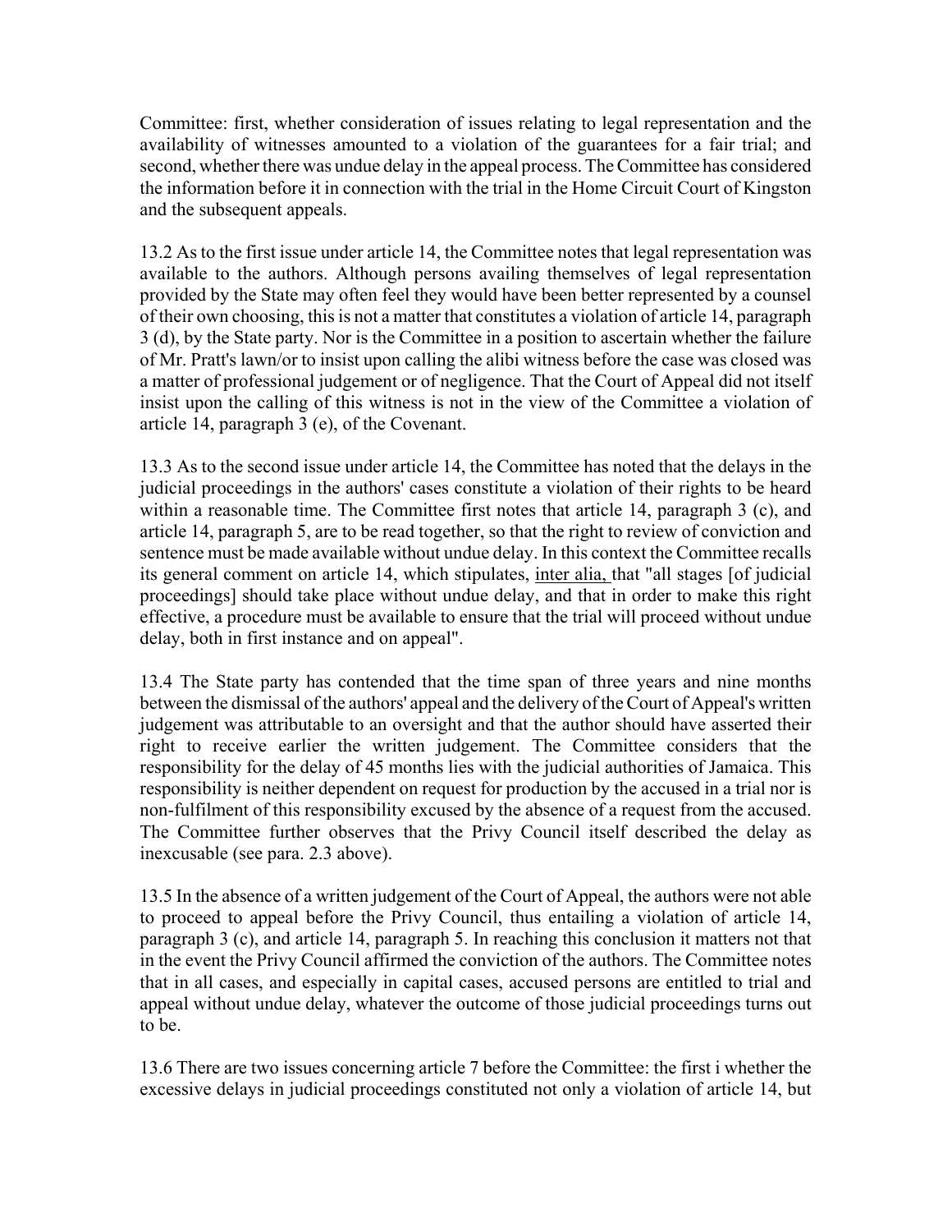Committee: first, whether consideration of issues relating to legal representation and the availability of witnesses amounted to a violation of the guarantees for a fair trial; and second, whether there was undue delay in the appeal process. The Committee has considered the information before it in connection with the trial in the Home Circuit Court of Kingston and the subsequent appeals.

13.2 As to the first issue under article 14, the Committee notes that legal representation was available to the authors. Although persons availing themselves of legal representation provided by the State may often feel they would have been better represented by a counsel of their own choosing, this is not a matter that constitutes a violation of article 14, paragraph 3 (d), by the State party. Nor is the Committee in a position to ascertain whether the failure of Mr. Pratt's lawn/or to insist upon calling the alibi witness before the case was closed was a matter of professional judgement or of negligence. That the Court of Appeal did not itself insist upon the calling of this witness is not in the view of the Committee a violation of article 14, paragraph 3 (e), of the Covenant.

13.3 As to the second issue under article 14, the Committee has noted that the delays in the judicial proceedings in the authors' cases constitute a violation of their rights to be heard within a reasonable time. The Committee first notes that article 14, paragraph 3 (c), and article 14, paragraph 5, are to be read together, so that the right to review of conviction and sentence must be made available without undue delay. In this context the Committee recalls its general comment on article 14, which stipulates, inter alia, that "all stages [of judicial proceedings] should take place without undue delay, and that in order to make this right effective, a procedure must be available to ensure that the trial will proceed without undue delay, both in first instance and on appeal".

13.4 The State party has contended that the time span of three years and nine months between the dismissal of the authors' appeal and the delivery of the Court of Appeal's written judgement was attributable to an oversight and that the author should have asserted their right to receive earlier the written judgement. The Committee considers that the responsibility for the delay of 45 months lies with the judicial authorities of Jamaica. This responsibility is neither dependent on request for production by the accused in a trial nor is non-fulfilment of this responsibility excused by the absence of a request from the accused. The Committee further observes that the Privy Council itself described the delay as inexcusable (see para. 2.3 above).

13.5 In the absence of a written judgement of the Court of Appeal, the authors were not able to proceed to appeal before the Privy Council, thus entailing a violation of article 14, paragraph 3 (c), and article 14, paragraph 5. In reaching this conclusion it matters not that in the event the Privy Council affirmed the conviction of the authors. The Committee notes that in all cases, and especially in capital cases, accused persons are entitled to trial and appeal without undue delay, whatever the outcome of those judicial proceedings turns out to be.

13.6 There are two issues concerning article 7 before the Committee: the first i whether the excessive delays in judicial proceedings constituted not only a violation of article 14, but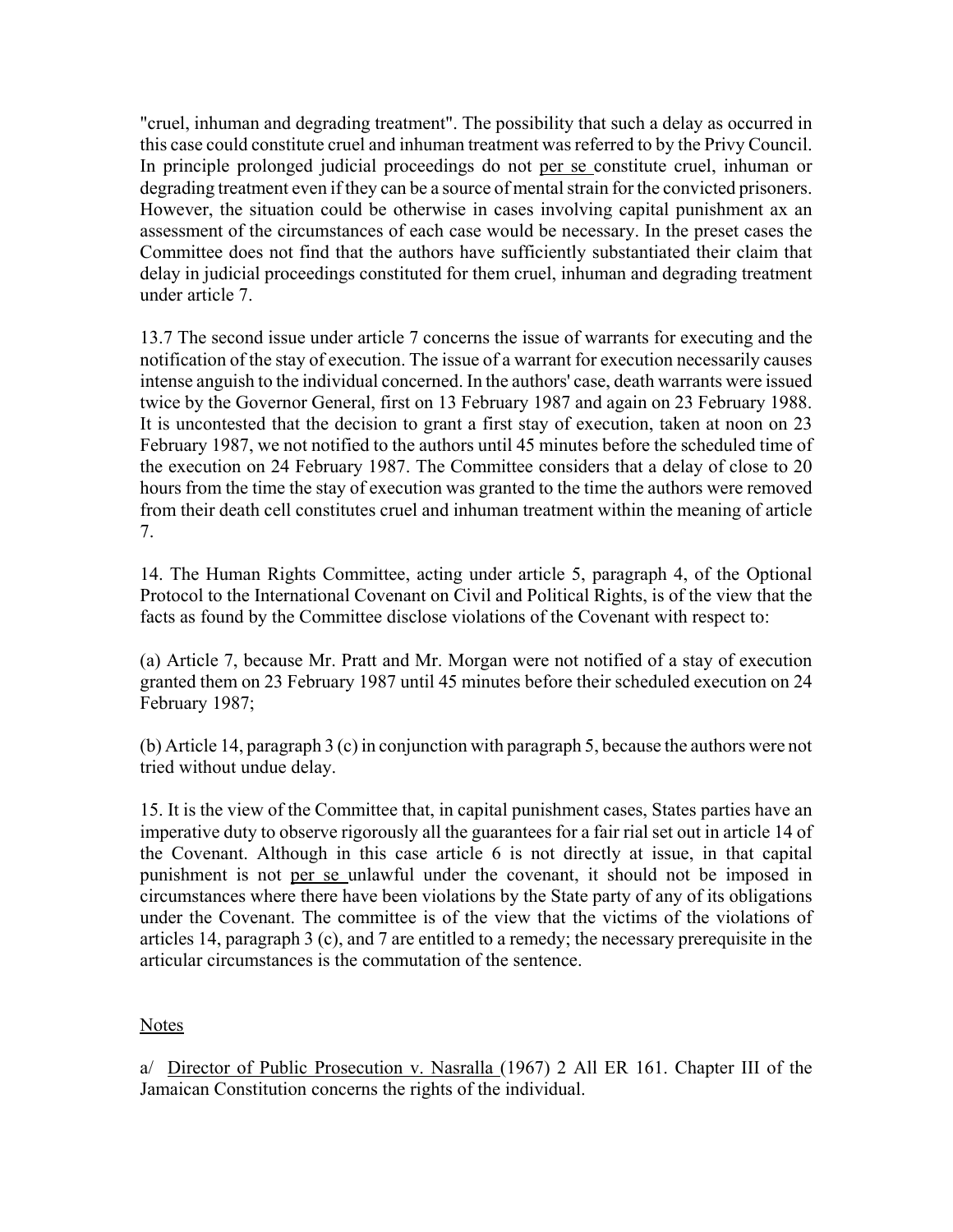"cruel, inhuman and degrading treatment". The possibility that such a delay as occurred in this case could constitute cruel and inhuman treatment was referred to by the Privy Council. In principle prolonged judicial proceedings do not per se constitute cruel, inhuman or degrading treatment even if they can be a source of mental strain for the convicted prisoners. However, the situation could be otherwise in cases involving capital punishment ax an assessment of the circumstances of each case would be necessary. In the preset cases the Committee does not find that the authors have sufficiently substantiated their claim that delay in judicial proceedings constituted for them cruel, inhuman and degrading treatment under article 7.

13.7 The second issue under article 7 concerns the issue of warrants for executing and the notification of the stay of execution. The issue of a warrant for execution necessarily causes intense anguish to the individual concerned. In the authors' case, death warrants were issued twice by the Governor General, first on 13 February 1987 and again on 23 February 1988. It is uncontested that the decision to grant a first stay of execution, taken at noon on 23 February 1987, we not notified to the authors until 45 minutes before the scheduled time of the execution on 24 February 1987. The Committee considers that a delay of close to 20 hours from the time the stay of execution was granted to the time the authors were removed from their death cell constitutes cruel and inhuman treatment within the meaning of article 7.

14. The Human Rights Committee, acting under article 5, paragraph 4, of the Optional Protocol to the International Covenant on Civil and Political Rights, is of the view that the facts as found by the Committee disclose violations of the Covenant with respect to:

(a) Article 7, because Mr. Pratt and Mr. Morgan were not notified of a stay of execution granted them on 23 February 1987 until 45 minutes before their scheduled execution on 24 February 1987;

(b) Article 14, paragraph 3 (c) in conjunction with paragraph 5, because the authors were not tried without undue delay.

15. It is the view of the Committee that, in capital punishment cases, States parties have an imperative duty to observe rigorously all the guarantees for a fair rial set out in article 14 of the Covenant. Although in this case article 6 is not directly at issue, in that capital punishment is not per se unlawful under the covenant, it should not be imposed in circumstances where there have been violations by the State party of any of its obligations under the Covenant. The committee is of the view that the victims of the violations of articles 14, paragraph 3 (c), and 7 are entitled to a remedy; the necessary prerequisite in the articular circumstances is the commutation of the sentence.

Notes

a/ Director of Public Prosecution v. Nasralla (1967) 2 All ER 161. Chapter III of the Jamaican Constitution concerns the rights of the individual.